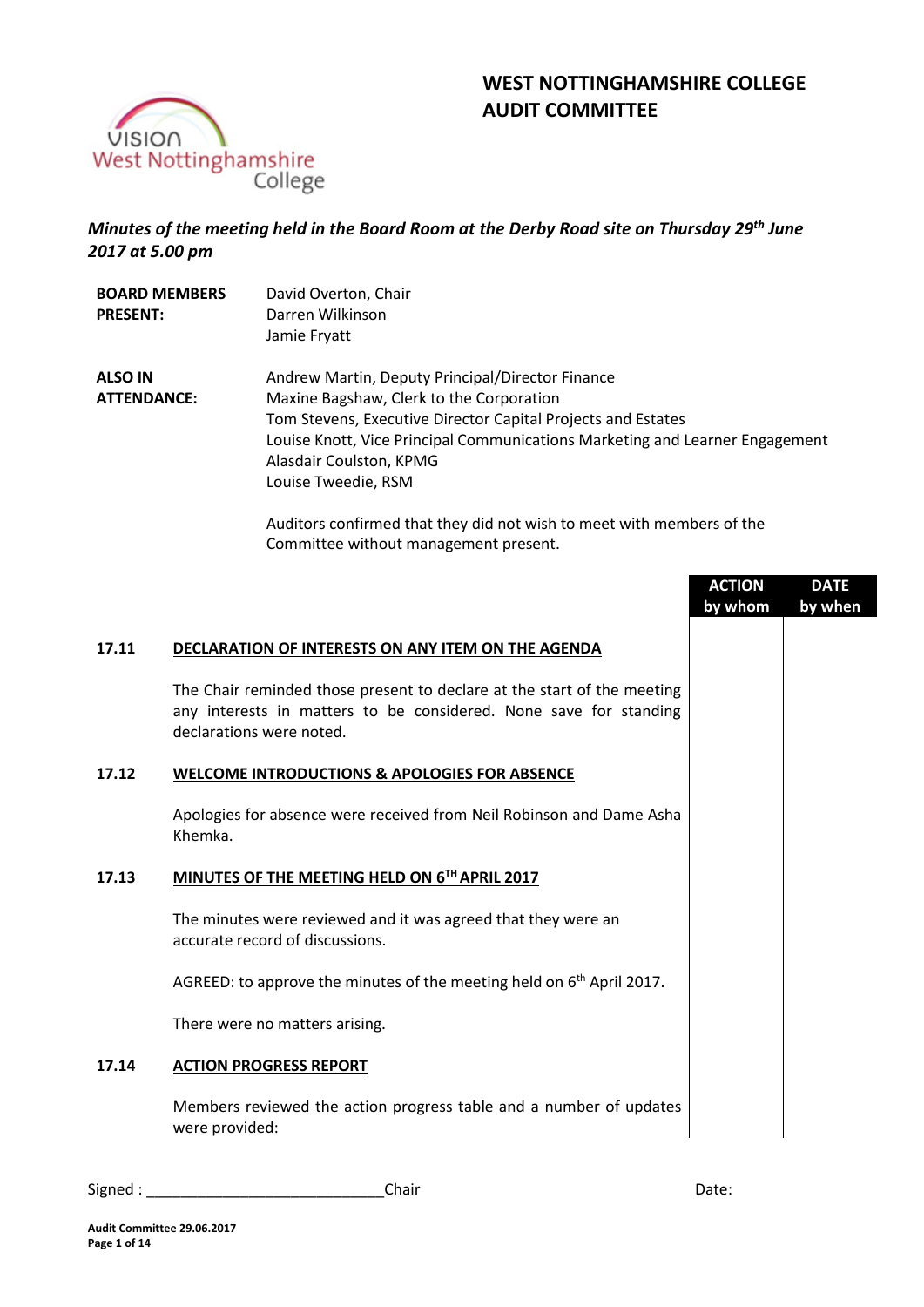# WEST NOTTINGHAMSHIRE COLLEGE
# AUDIT COMMITTEE

***Minutes of the meeting held in the Board Room at the Derby Road site on Thursday 29th June 2017 at 5.00 pm***

| | |
|---|---|
| **BOARD MEMBERS PRESENT:** | David Overton, Chair<br>Darren Wilkinson<br>Jamie Fryatt |
| **ALSO IN ATTENDANCE:** | Andrew Martin, Deputy Principal/Director Finance<br>Maxine Bagshaw, Clerk to the Corporation<br>Tom Stevens, Executive Director Capital Projects and Estates<br>Louise Knott, Vice Principal Communications Marketing and Learner Engagement<br>Alasdair Coulston, KPMG<br>Louise Tweedie, RSM |

Auditors confirmed that they did not wish to meet with members of the Committee without management present.

| | | ACTION by whom | DATE by when |
|---|---|---|---|
| **17.11** | **DECLARATION OF INTERESTS ON ANY ITEM ON THE AGENDA** | | |
| | The Chair reminded those present to declare at the start of the meeting any interests in matters to be considered. None save for standing declarations were noted. | | |
| **17.12** | **WELCOME INTRODUCTIONS & APOLOGIES FOR ABSENCE** | | |
| | Apologies for absence were received from Neil Robinson and Dame Asha Khemka. | | |
| **17.13** | **MINUTES OF THE MEETING HELD ON 6TH APRIL 2017** | | |
| | The minutes were reviewed and it was agreed that they were an accurate record of discussions. | | |
| | AGREED: to approve the minutes of the meeting held on 6th April 2017. | | |
| | There were no matters arising. | | |
| **17.14** | **ACTION PROGRESS REPORT** | | |
| | Members reviewed the action progress table and a number of updates were provided: | | |

Signed : ____________________________Chair Date: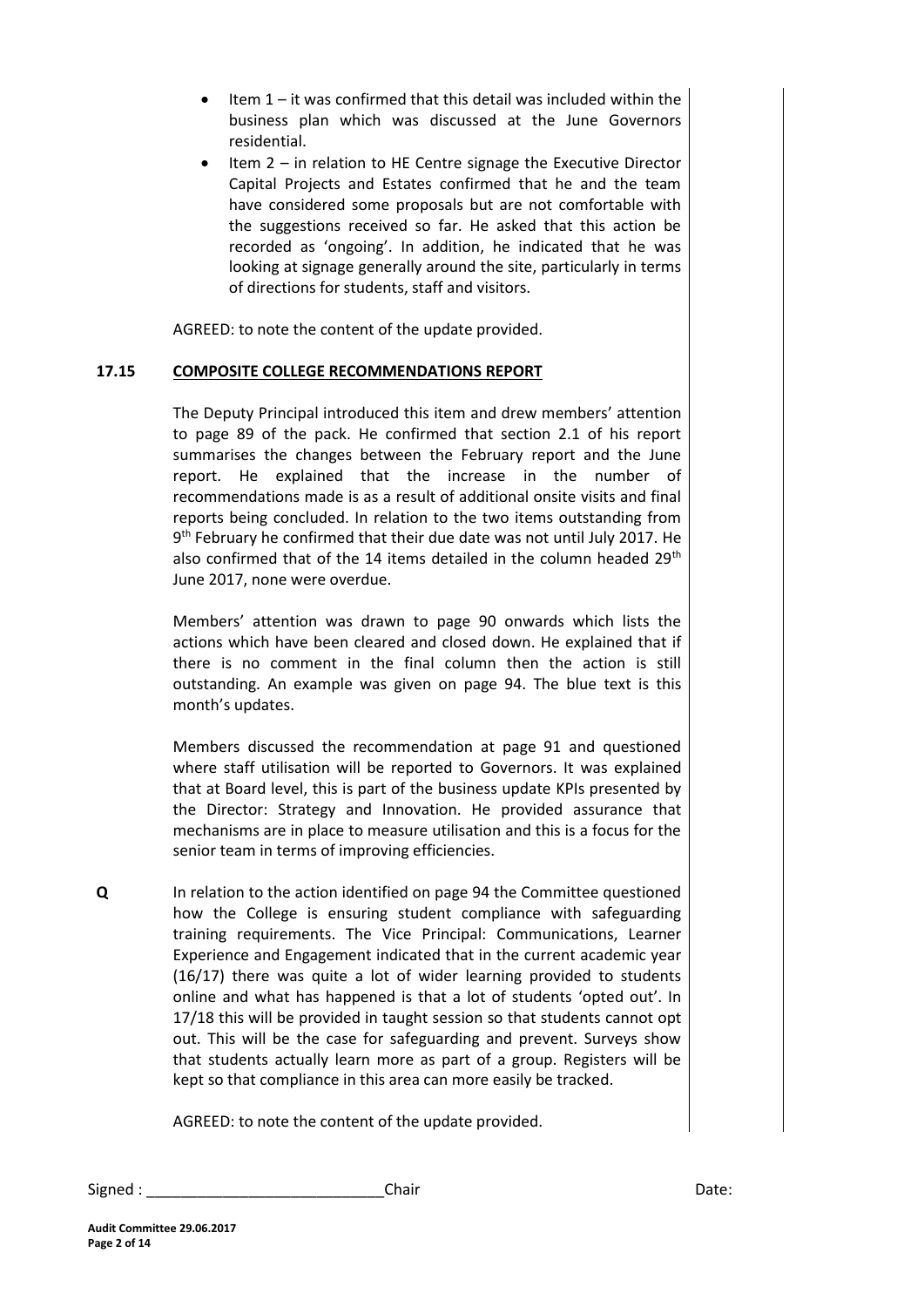- Item 1 – it was confirmed that this detail was included within the business plan which was discussed at the June Governors residential.
- Item 2 – in relation to HE Centre signage the Executive Director Capital Projects and Estates confirmed that he and the team have considered some proposals but are not comfortable with the suggestions received so far. He asked that this action be recorded as 'ongoing'. In addition, he indicated that he was looking at signage generally around the site, particularly in terms of directions for students, staff and visitors.

AGREED: to note the content of the update provided.

**17.15 COMPOSITE COLLEGE RECOMMENDATIONS REPORT**

The Deputy Principal introduced this item and drew members' attention to page 89 of the pack. He confirmed that section 2.1 of his report summarises the changes between the February report and the June report. He explained that the increase in the number of recommendations made is as a result of additional onsite visits and final reports being concluded. In relation to the two items outstanding from 9th February he confirmed that their due date was not until July 2017. He also confirmed that of the 14 items detailed in the column headed 29th June 2017, none were overdue.

Members' attention was drawn to page 90 onwards which lists the actions which have been cleared and closed down. He explained that if there is no comment in the final column then the action is still outstanding. An example was given on page 94. The blue text is this month's updates.

Members discussed the recommendation at page 91 and questioned where staff utilisation will be reported to Governors. It was explained that at Board level, this is part of the business update KPIs presented by the Director: Strategy and Innovation. He provided assurance that mechanisms are in place to measure utilisation and this is a focus for the senior team in terms of improving efficiencies.

**Q** In relation to the action identified on page 94 the Committee questioned how the College is ensuring student compliance with safeguarding training requirements. The Vice Principal: Communications, Learner Experience and Engagement indicated that in the current academic year (16/17) there was quite a lot of wider learning provided to students online and what has happened is that a lot of students 'opted out'. In 17/18 this will be provided in taught session so that students cannot opt out. This will be the case for safeguarding and prevent. Surveys show that students actually learn more as part of a group. Registers will be kept so that compliance in this area can more easily be tracked.

AGREED: to note the content of the update provided.

Signed : ____________________________Chair Date: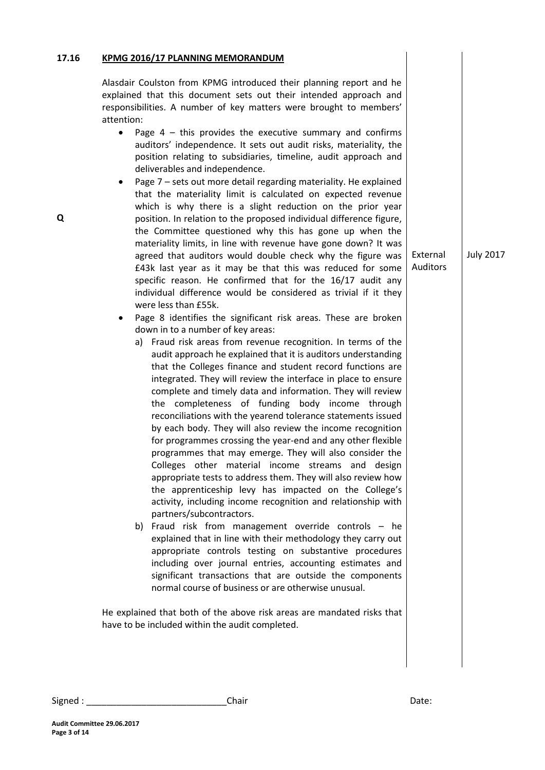## 17.16 KPMG 2016/17 PLANNING MEMORANDUM

Alasdair Coulston from KPMG introduced their planning report and he explained that this document sets out their intended approach and responsibilities. A number of key matters were brought to members' attention:

- Page 4 – this provides the executive summary and confirms auditors' independence. It sets out audit risks, materiality, the position relating to subsidiaries, timeline, audit approach and deliverables and independence.
- Page 7 – sets out more detail regarding materiality. He explained that the materiality limit is calculated on expected revenue which is why there is a slight reduction on the prior year position. In relation to the proposed individual difference figure, the Committee questioned why this has gone up when the materiality limits, in line with revenue have gone down? It was agreed that auditors would double check why the figure was £43k last year as it may be that this was reduced for some specific reason. He confirmed that for the 16/17 audit any individual difference would be considered as trivial if it they were less than £55k.

| Q | Action: External Auditors | Date: July 2017 |
|---|---|---|

- Page 8 identifies the significant risk areas. These are broken down in to a number of key areas:
  a) Fraud risk areas from revenue recognition. In terms of the audit approach he explained that it is auditors understanding that the Colleges finance and student record functions are integrated. They will review the interface in place to ensure complete and timely data and information. They will review the completeness of funding body income through reconciliations with the yearend tolerance statements issued by each body. They will also review the income recognition for programmes crossing the year-end and any other flexible programmes that may emerge. They will also consider the Colleges other material income streams and design appropriate tests to address them. They will also review how the apprenticeship levy has impacted on the College's activity, including income recognition and relationship with partners/subcontractors.
  b) Fraud risk from management override controls – he explained that in line with their methodology they carry out appropriate controls testing on substantive procedures including over journal entries, accounting estimates and significant transactions that are outside the components normal course of business or are otherwise unusual.

He explained that both of the above risk areas are mandated risks that have to be included within the audit completed.

Signed : ____________________________ Chair Date: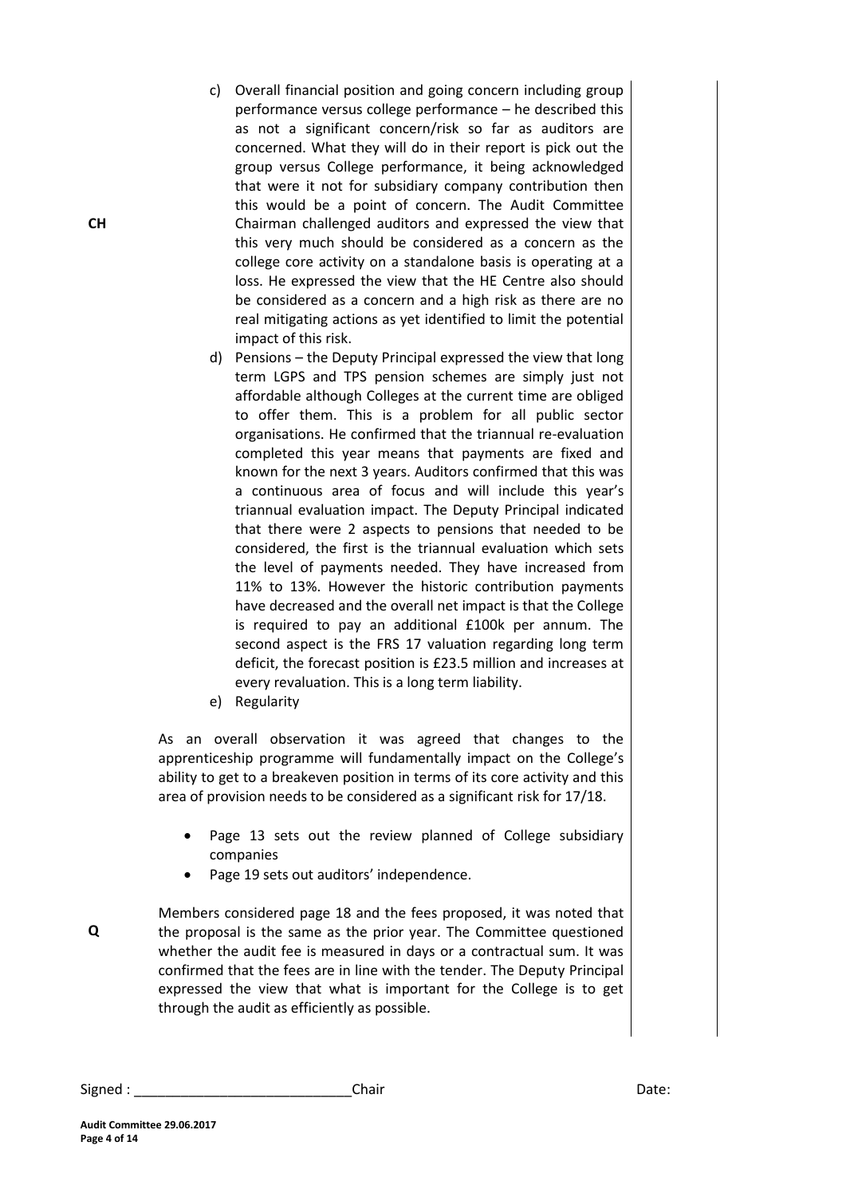c) Overall financial position and going concern including group performance versus college performance – he described this as not a significant concern/risk so far as auditors are concerned. What they will do in their report is pick out the group versus College performance, it being acknowledged that were it not for subsidiary company contribution then this would be a point of concern. The Audit Committee Chairman challenged auditors and expressed the view that this very much should be considered as a concern as the college core activity on a standalone basis is operating at a loss. He expressed the view that the HE Centre also should be considered as a concern and a high risk as there are no real mitigating actions as yet identified to limit the potential impact of this risk.

**CH**

d) Pensions – the Deputy Principal expressed the view that long term LGPS and TPS pension schemes are simply just not affordable although Colleges at the current time are obliged to offer them. This is a problem for all public sector organisations. He confirmed that the triannual re-evaluation completed this year means that payments are fixed and known for the next 3 years. Auditors confirmed that this was a continuous area of focus and will include this year's triannual evaluation impact. The Deputy Principal indicated that there were 2 aspects to pensions that needed to be considered, the first is the triannual evaluation which sets the level of payments needed. They have increased from 11% to 13%. However the historic contribution payments have decreased and the overall net impact is that the College is required to pay an additional £100k per annum. The second aspect is the FRS 17 valuation regarding long term deficit, the forecast position is £23.5 million and increases at every revaluation. This is a long term liability.

e) Regularity

As an overall observation it was agreed that changes to the apprenticeship programme will fundamentally impact on the College's ability to get to a breakeven position in terms of its core activity and this area of provision needs to be considered as a significant risk for 17/18.

- Page 13 sets out the review planned of College subsidiary companies
- Page 19 sets out auditors' independence.

**Q**

Members considered page 18 and the fees proposed, it was noted that the proposal is the same as the prior year. The Committee questioned whether the audit fee is measured in days or a contractual sum. It was confirmed that the fees are in line with the tender. The Deputy Principal expressed the view that what is important for the College is to get through the audit as efficiently as possible.

Signed : ____________________________ Chair Date: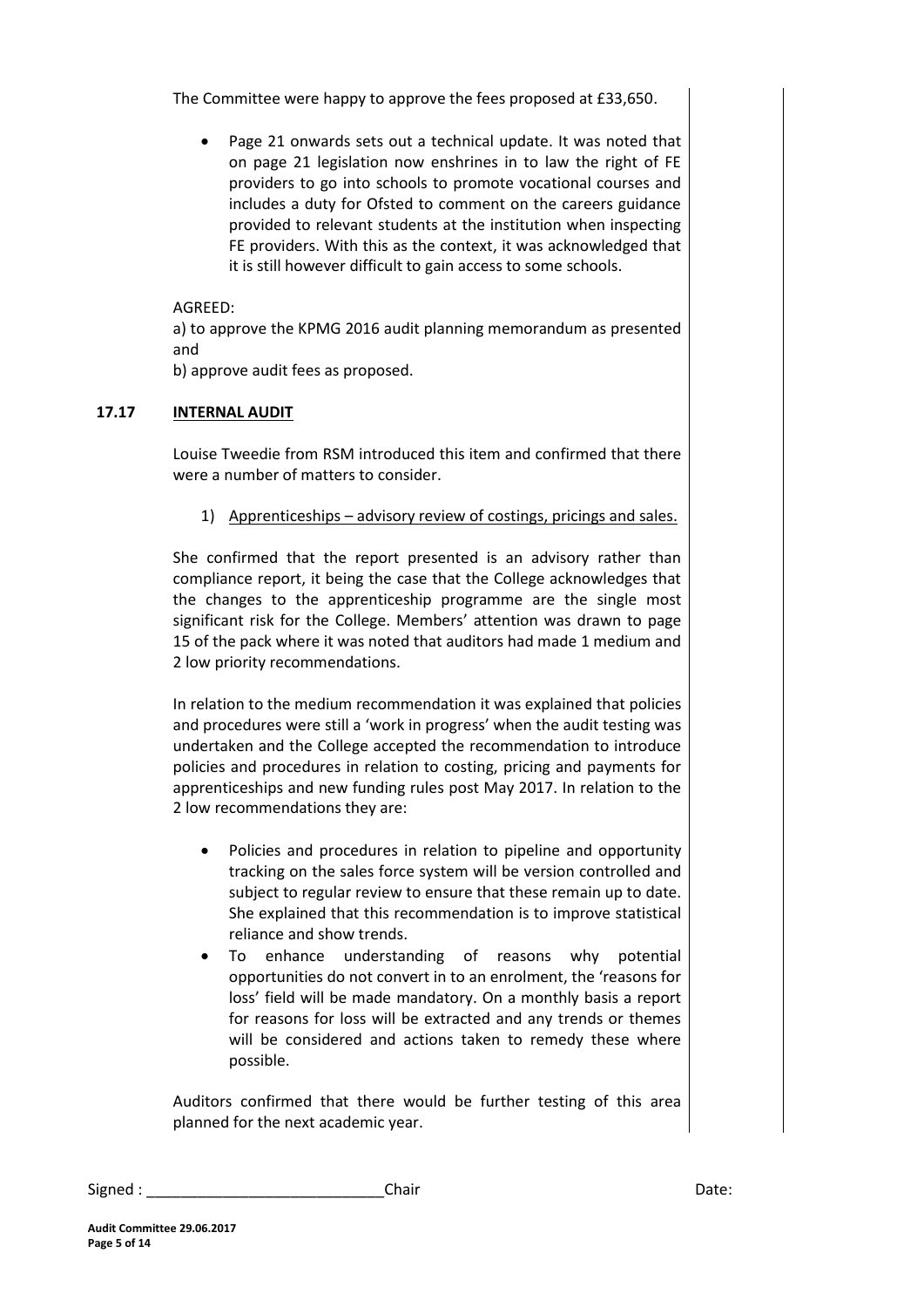The Committee were happy to approve the fees proposed at £33,650.

- Page 21 onwards sets out a technical update. It was noted that on page 21 legislation now enshrines in to law the right of FE providers to go into schools to promote vocational courses and includes a duty for Ofsted to comment on the careers guidance provided to relevant students at the institution when inspecting FE providers. With this as the context, it was acknowledged that it is still however difficult to gain access to some schools.

AGREED:
a) to approve the KPMG 2016 audit planning memorandum as presented and
b) approve audit fees as proposed.

## 17.17 INTERNAL AUDIT

Louise Tweedie from RSM introduced this item and confirmed that there were a number of matters to consider.

1) Apprenticeships – advisory review of costings, pricings and sales.

She confirmed that the report presented is an advisory rather than compliance report, it being the case that the College acknowledges that the changes to the apprenticeship programme are the single most significant risk for the College. Members' attention was drawn to page 15 of the pack where it was noted that auditors had made 1 medium and 2 low priority recommendations.

In relation to the medium recommendation it was explained that policies and procedures were still a 'work in progress' when the audit testing was undertaken and the College accepted the recommendation to introduce policies and procedures in relation to costing, pricing and payments for apprenticeships and new funding rules post May 2017. In relation to the 2 low recommendations they are:

- Policies and procedures in relation to pipeline and opportunity tracking on the sales force system will be version controlled and subject to regular review to ensure that these remain up to date. She explained that this recommendation is to improve statistical reliance and show trends.
- To enhance understanding of reasons why potential opportunities do not convert in to an enrolment, the 'reasons for loss' field will be made mandatory. On a monthly basis a report for reasons for loss will be extracted and any trends or themes will be considered and actions taken to remedy these where possible.

Auditors confirmed that there would be further testing of this area planned for the next academic year.

Signed : ____________________________Chair Date: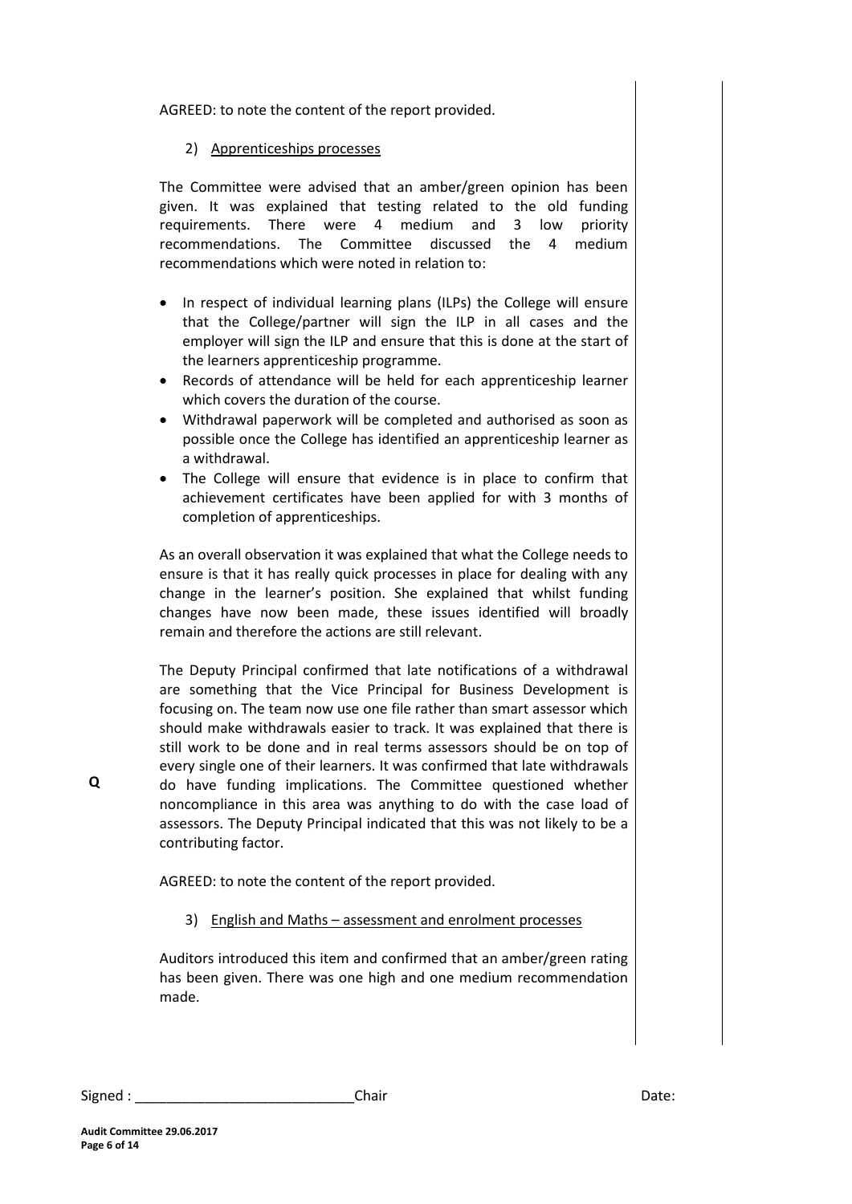AGREED: to note the content of the report provided.

2) Apprenticeships processes

The Committee were advised that an amber/green opinion has been given. It was explained that testing related to the old funding requirements. There were 4 medium and 3 low priority recommendations. The Committee discussed the 4 medium recommendations which were noted in relation to:

- In respect of individual learning plans (ILPs) the College will ensure that the College/partner will sign the ILP in all cases and the employer will sign the ILP and ensure that this is done at the start of the learners apprenticeship programme.
- Records of attendance will be held for each apprenticeship learner which covers the duration of the course.
- Withdrawal paperwork will be completed and authorised as soon as possible once the College has identified an apprenticeship learner as a withdrawal.
- The College will ensure that evidence is in place to confirm that achievement certificates have been applied for with 3 months of completion of apprenticeships.

As an overall observation it was explained that what the College needs to ensure is that it has really quick processes in place for dealing with any change in the learner's position. She explained that whilst funding changes have now been made, these issues identified will broadly remain and therefore the actions are still relevant.

The Deputy Principal confirmed that late notifications of a withdrawal are something that the Vice Principal for Business Development is focusing on. The team now use one file rather than smart assessor which should make withdrawals easier to track. It was explained that there is still work to be done and in real terms assessors should be on top of every single one of their learners. It was confirmed that late withdrawals do have funding implications. The Committee questioned whether noncompliance in this area was anything to do with the case load of assessors. The Deputy Principal indicated that this was not likely to be a contributing factor.

**Q**

AGREED: to note the content of the report provided.

3) English and Maths – assessment and enrolment processes

Auditors introduced this item and confirmed that an amber/green rating has been given. There was one high and one medium recommendation made.

Signed : ____________________________Chair Date: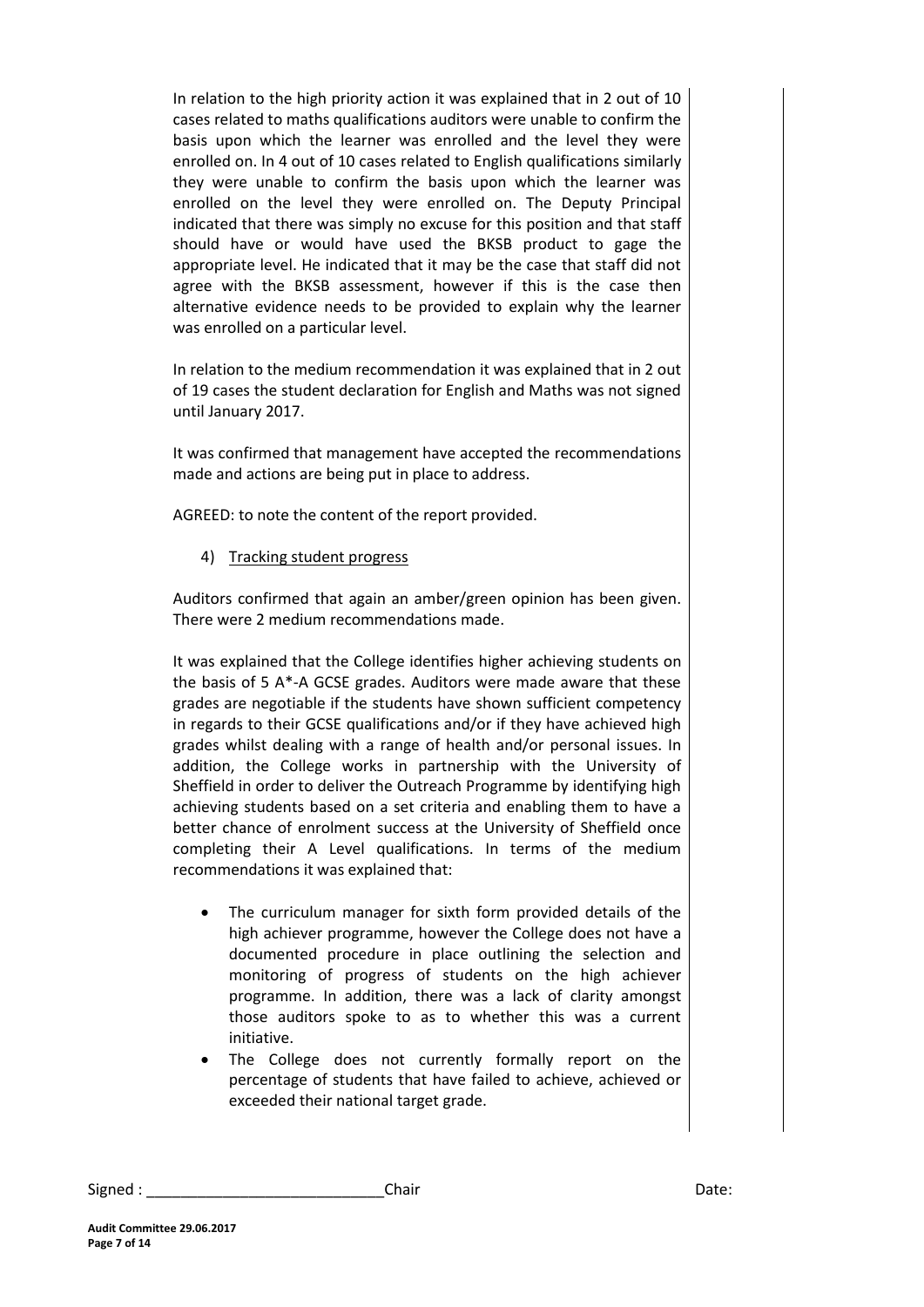In relation to the high priority action it was explained that in 2 out of 10 cases related to maths qualifications auditors were unable to confirm the basis upon which the learner was enrolled and the level they were enrolled on. In 4 out of 10 cases related to English qualifications similarly they were unable to confirm the basis upon which the learner was enrolled on the level they were enrolled on. The Deputy Principal indicated that there was simply no excuse for this position and that staff should have or would have used the BKSB product to gage the appropriate level. He indicated that it may be the case that staff did not agree with the BKSB assessment, however if this is the case then alternative evidence needs to be provided to explain why the learner was enrolled on a particular level.

In relation to the medium recommendation it was explained that in 2 out of 19 cases the student declaration for English and Maths was not signed until January 2017.

It was confirmed that management have accepted the recommendations made and actions are being put in place to address.

AGREED: to note the content of the report provided.

4) Tracking student progress

Auditors confirmed that again an amber/green opinion has been given. There were 2 medium recommendations made.

It was explained that the College identifies higher achieving students on the basis of 5 A*-A GCSE grades. Auditors were made aware that these grades are negotiable if the students have shown sufficient competency in regards to their GCSE qualifications and/or if they have achieved high grades whilst dealing with a range of health and/or personal issues. In addition, the College works in partnership with the University of Sheffield in order to deliver the Outreach Programme by identifying high achieving students based on a set criteria and enabling them to have a better chance of enrolment success at the University of Sheffield once completing their A Level qualifications. In terms of the medium recommendations it was explained that:

- The curriculum manager for sixth form provided details of the high achiever programme, however the College does not have a documented procedure in place outlining the selection and monitoring of progress of students on the high achiever programme. In addition, there was a lack of clarity amongst those auditors spoke to as to whether this was a current initiative.
- The College does not currently formally report on the percentage of students that have failed to achieve, achieved or exceeded their national target grade.

Signed : ____________________________ Chair Date: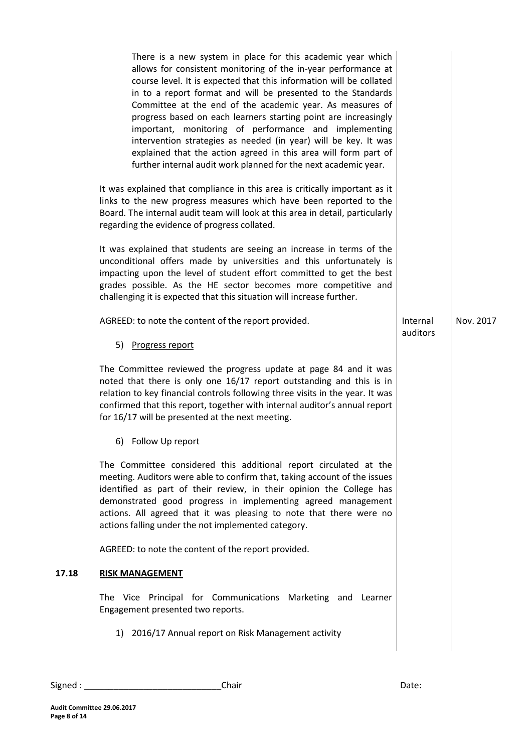There is a new system in place for this academic year which allows for consistent monitoring of the in-year performance at course level. It is expected that this information will be collated in to a report format and will be presented to the Standards Committee at the end of the academic year. As measures of progress based on each learners starting point are increasingly important, monitoring of performance and implementing intervention strategies as needed (in year) will be key. It was explained that the action agreed in this area will form part of further internal audit work planned for the next academic year.

It was explained that compliance in this area is critically important as it links to the new progress measures which have been reported to the Board. The internal audit team will look at this area in detail, particularly regarding the evidence of progress collated.

It was explained that students are seeing an increase in terms of the unconditional offers made by universities and this unfortunately is impacting upon the level of student effort committed to get the best grades possible. As the HE sector becomes more competitive and challenging it is expected that this situation will increase further.

| | | |
|---|---|---|
| AGREED: to note the content of the report provided. | Internal auditors | Nov. 2017 |

5) <u>Progress report</u>

The Committee reviewed the progress update at page 84 and it was noted that there is only one 16/17 report outstanding and this is in relation to key financial controls following three visits in the year. It was confirmed that this report, together with internal auditor's annual report for 16/17 will be presented at the next meeting.

6) Follow Up report

The Committee considered this additional report circulated at the meeting. Auditors were able to confirm that, taking account of the issues identified as part of their review, in their opinion the College has demonstrated good progress in implementing agreed management actions. All agreed that it was pleasing to note that there were no actions falling under the not implemented category.

AGREED: to note the content of the report provided.

## 17.18 RISK MANAGEMENT

The Vice Principal for Communications Marketing and Learner Engagement presented two reports.

1) 2016/17 Annual report on Risk Management activity

Signed : \_\_\_\_\_\_\_\_\_\_\_\_\_\_\_\_\_\_\_\_\_\_\_\_\_\_\_\_Chair Date: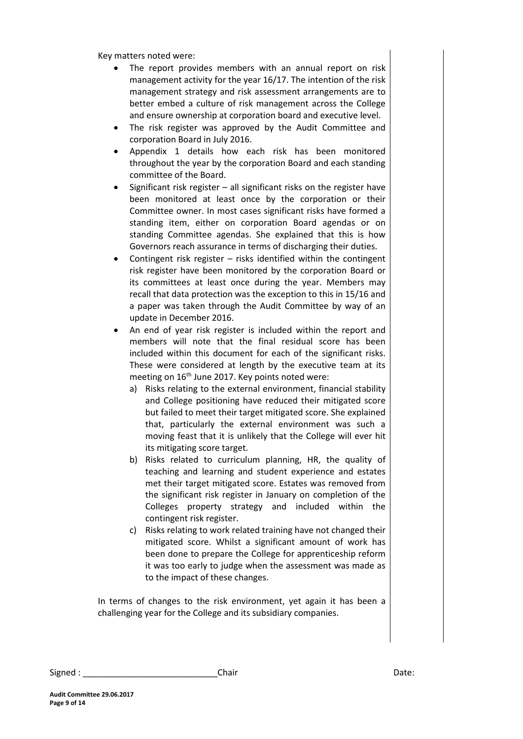Key matters noted were:

- The report provides members with an annual report on risk management activity for the year 16/17. The intention of the risk management strategy and risk assessment arrangements are to better embed a culture of risk management across the College and ensure ownership at corporation board and executive level.
- The risk register was approved by the Audit Committee and corporation Board in July 2016.
- Appendix 1 details how each risk has been monitored throughout the year by the corporation Board and each standing committee of the Board.
- Significant risk register – all significant risks on the register have been monitored at least once by the corporation or their Committee owner. In most cases significant risks have formed a standing item, either on corporation Board agendas or on standing Committee agendas. She explained that this is how Governors reach assurance in terms of discharging their duties.
- Contingent risk register – risks identified within the contingent risk register have been monitored by the corporation Board or its committees at least once during the year. Members may recall that data protection was the exception to this in 15/16 and a paper was taken through the Audit Committee by way of an update in December 2016.
- An end of year risk register is included within the report and members will note that the final residual score has been included within this document for each of the significant risks. These were considered at length by the executive team at its meeting on 16th June 2017. Key points noted were:
  a) Risks relating to the external environment, financial stability and College positioning have reduced their mitigated score but failed to meet their target mitigated score. She explained that, particularly the external environment was such a moving feast that it is unlikely that the College will ever hit its mitigating score target.
  b) Risks related to curriculum planning, HR, the quality of teaching and learning and student experience and estates met their target mitigated score. Estates was removed from the significant risk register in January on completion of the Colleges property strategy and included within the contingent risk register.
  c) Risks relating to work related training have not changed their mitigated score. Whilst a significant amount of work has been done to prepare the College for apprenticeship reform it was too early to judge when the assessment was made as to the impact of these changes.

In terms of changes to the risk environment, yet again it has been a challenging year for the College and its subsidiary companies.

Signed : \_\_\_\_\_\_\_\_\_\_\_\_\_\_\_\_\_\_\_\_\_\_\_\_\_\_\_\_ Chair Date: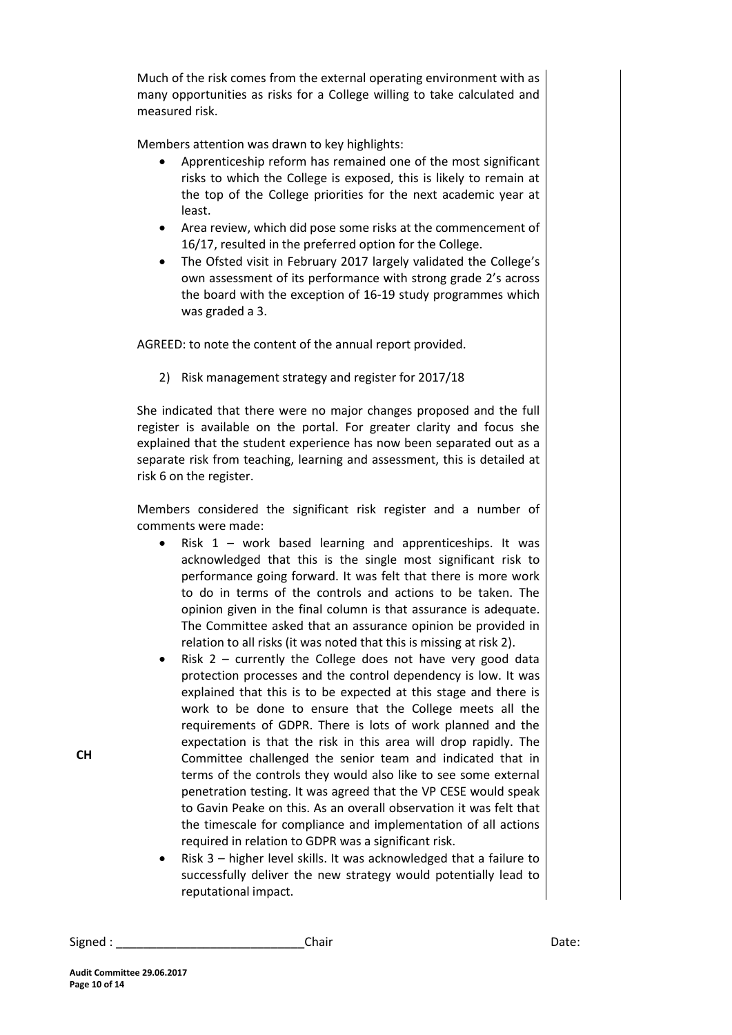Much of the risk comes from the external operating environment with as many opportunities as risks for a College willing to take calculated and measured risk.

Members attention was drawn to key highlights:

- Apprenticeship reform has remained one of the most significant risks to which the College is exposed, this is likely to remain at the top of the College priorities for the next academic year at least.
- Area review, which did pose some risks at the commencement of 16/17, resulted in the preferred option for the College.
- The Ofsted visit in February 2017 largely validated the College's own assessment of its performance with strong grade 2's across the board with the exception of 16-19 study programmes which was graded a 3.

AGREED: to note the content of the annual report provided.

2) Risk management strategy and register for 2017/18

She indicated that there were no major changes proposed and the full register is available on the portal. For greater clarity and focus she explained that the student experience has now been separated out as a separate risk from teaching, learning and assessment, this is detailed at risk 6 on the register.

Members considered the significant risk register and a number of comments were made:

- Risk 1 – work based learning and apprenticeships. It was acknowledged that this is the single most significant risk to performance going forward. It was felt that there is more work to do in terms of the controls and actions to be taken. The opinion given in the final column is that assurance is adequate. The Committee asked that an assurance opinion be provided in relation to all risks (it was noted that this is missing at risk 2).
- Risk 2 – currently the College does not have very good data protection processes and the control dependency is low. It was explained that this is to be expected at this stage and there is work to be done to ensure that the College meets all the requirements of GDPR. There is lots of work planned and the expectation is that the risk in this area will drop rapidly. The Committee challenged the senior team and indicated that in terms of the controls they would also like to see some external penetration testing. It was agreed that the VP CESE would speak to Gavin Peake on this. As an overall observation it was felt that the timescale for compliance and implementation of all actions required in relation to GDPR was a significant risk. **CH**
- Risk 3 – higher level skills. It was acknowledged that a failure to successfully deliver the new strategy would potentially lead to reputational impact.

Signed : ____________________________Chair Date: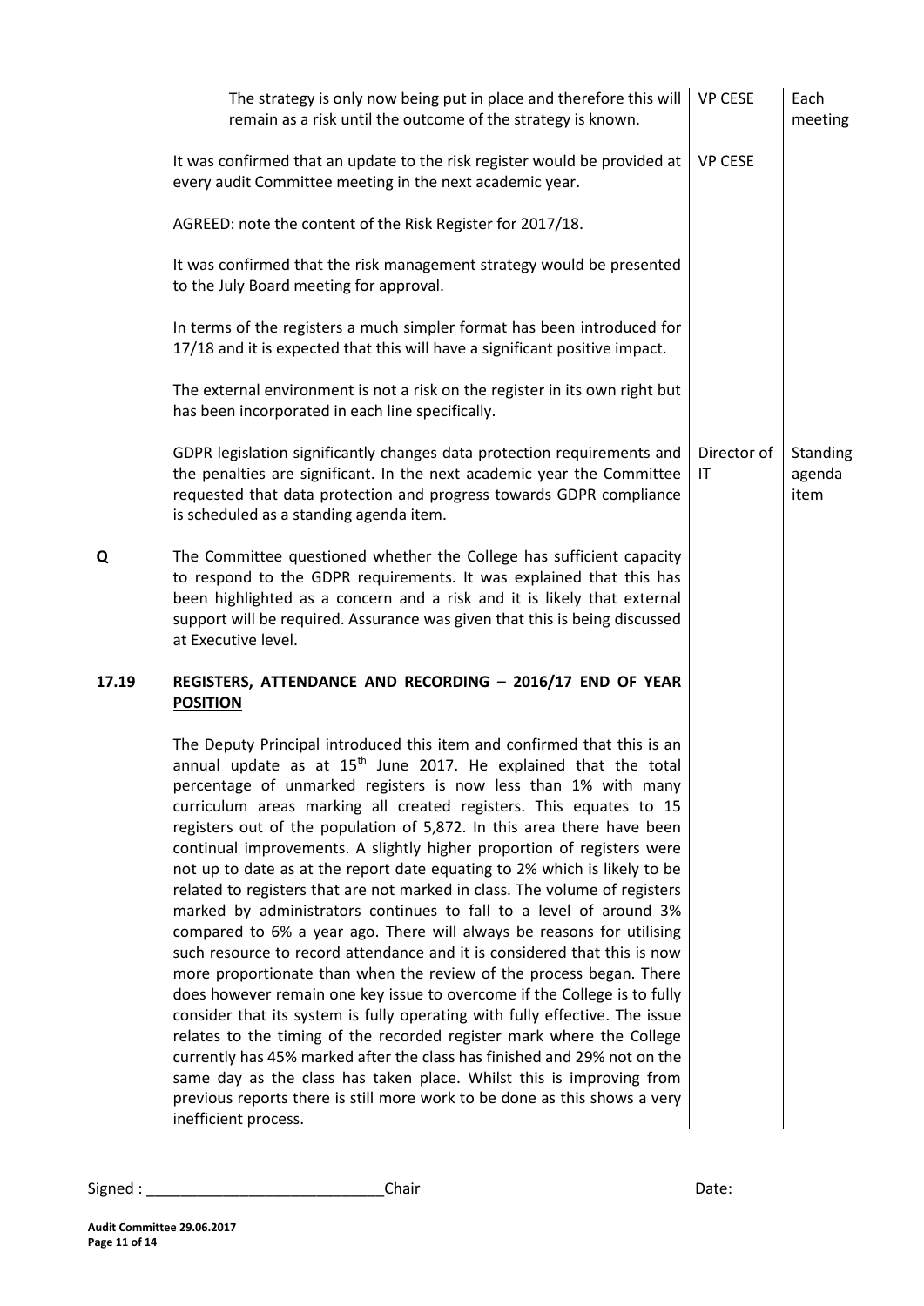| | | Action | Date |
|---|---|---|---|
| | The strategy is only now being put in place and therefore this will remain as a risk until the outcome of the strategy is known. | VP CESE | Each meeting |
| | It was confirmed that an update to the risk register would be provided at every audit Committee meeting in the next academic year. | VP CESE | |
| | AGREED: note the content of the Risk Register for 2017/18. | | |
| | It was confirmed that the risk management strategy would be presented to the July Board meeting for approval. | | |
| | In terms of the registers a much simpler format has been introduced for 17/18 and it is expected that this will have a significant positive impact. | | |
| | The external environment is not a risk on the register in its own right but has been incorporated in each line specifically. | | |
| | GDPR legislation significantly changes data protection requirements and the penalties are significant. In the next academic year the Committee requested that data protection and progress towards GDPR compliance is scheduled as a standing agenda item. | Director of IT | Standing agenda item |
| **Q** | The Committee questioned whether the College has sufficient capacity to respond to the GDPR requirements. It was explained that this has been highlighted as a concern and a risk and it is likely that external support will be required. Assurance was given that this is being discussed at Executive level. | | |
| **17.19** | **<u>REGISTERS, ATTENDANCE AND RECORDING – 2016/17 END OF YEAR POSITION</u>** | | |
| | The Deputy Principal introduced this item and confirmed that this is an annual update as at 15th June 2017. He explained that the total percentage of unmarked registers is now less than 1% with many curriculum areas marking all created registers. This equates to 15 registers out of the population of 5,872. In this area there have been continual improvements. A slightly higher proportion of registers were not up to date as at the report date equating to 2% which is likely to be related to registers that are not marked in class. The volume of registers marked by administrators continues to fall to a level of around 3% compared to 6% a year ago. There will always be reasons for utilising such resource to record attendance and it is considered that this is now more proportionate than when the review of the process began. There does however remain one key issue to overcome if the College is to fully consider that its system is fully operating with fully effective. The issue relates to the timing of the recorded register mark where the College currently has 45% marked after the class has finished and 29% not on the same day as the class has taken place. Whilst this is improving from previous reports there is still more work to be done as this shows a very inefficient process. | | |

Signed : ____________________________ Chair Date: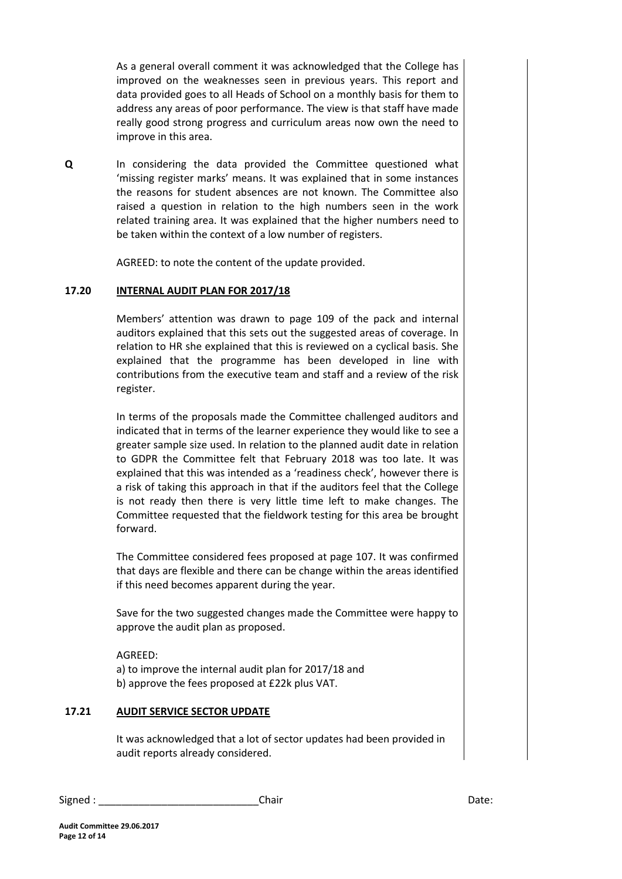As a general overall comment it was acknowledged that the College has improved on the weaknesses seen in previous years. This report and data provided goes to all Heads of School on a monthly basis for them to address any areas of poor performance. The view is that staff have made really good strong progress and curriculum areas now own the need to improve in this area.

**Q** In considering the data provided the Committee questioned what 'missing register marks' means. It was explained that in some instances the reasons for student absences are not known. The Committee also raised a question in relation to the high numbers seen in the work related training area. It was explained that the higher numbers need to be taken within the context of a low number of registers.

AGREED: to note the content of the update provided.

### 17.20 INTERNAL AUDIT PLAN FOR 2017/18

Members' attention was drawn to page 109 of the pack and internal auditors explained that this sets out the suggested areas of coverage. In relation to HR she explained that this is reviewed on a cyclical basis. She explained that the programme has been developed in line with contributions from the executive team and staff and a review of the risk register.

In terms of the proposals made the Committee challenged auditors and indicated that in terms of the learner experience they would like to see a greater sample size used. In relation to the planned audit date in relation to GDPR the Committee felt that February 2018 was too late. It was explained that this was intended as a 'readiness check', however there is a risk of taking this approach in that if the auditors feel that the College is not ready then there is very little time left to make changes. The Committee requested that the fieldwork testing for this area be brought forward.

The Committee considered fees proposed at page 107. It was confirmed that days are flexible and there can be change within the areas identified if this need becomes apparent during the year.

Save for the two suggested changes made the Committee were happy to approve the audit plan as proposed.

AGREED:
a) to improve the internal audit plan for 2017/18 and
b) approve the fees proposed at £22k plus VAT.

### 17.21 AUDIT SERVICE SECTOR UPDATE

It was acknowledged that a lot of sector updates had been provided in audit reports already considered.

Signed : ____________________________Chair Date: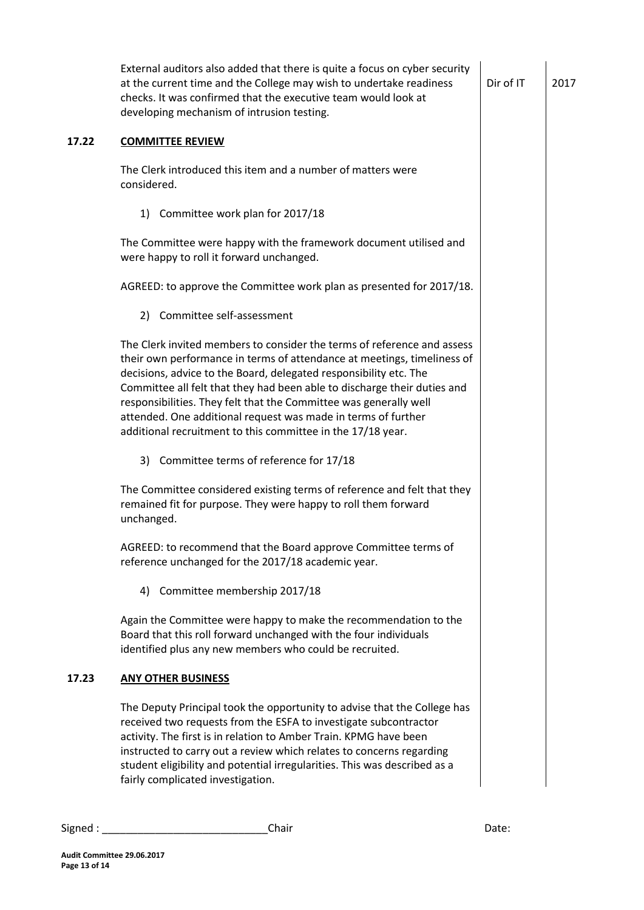| | | Action | Date |
|---|---|---|---|
| | External auditors also added that there is quite a focus on cyber security at the current time and the College may wish to undertake readiness checks. It was confirmed that the executive team would look at developing mechanism of intrusion testing. | Dir of IT | 2017 |

**17.22 COMMITTEE REVIEW**

The Clerk introduced this item and a number of matters were considered.

1) Committee work plan for 2017/18

The Committee were happy with the framework document utilised and were happy to roll it forward unchanged.

AGREED: to approve the Committee work plan as presented for 2017/18.

2) Committee self-assessment

The Clerk invited members to consider the terms of reference and assess their own performance in terms of attendance at meetings, timeliness of decisions, advice to the Board, delegated responsibility etc. The Committee all felt that they had been able to discharge their duties and responsibilities. They felt that the Committee was generally well attended. One additional request was made in terms of further additional recruitment to this committee in the 17/18 year.

3) Committee terms of reference for 17/18

The Committee considered existing terms of reference and felt that they remained fit for purpose. They were happy to roll them forward unchanged.

AGREED: to recommend that the Board approve Committee terms of reference unchanged for the 2017/18 academic year.

4) Committee membership 2017/18

Again the Committee were happy to make the recommendation to the Board that this roll forward unchanged with the four individuals identified plus any new members who could be recruited.

**17.23 ANY OTHER BUSINESS**

The Deputy Principal took the opportunity to advise that the College has received two requests from the ESFA to investigate subcontractor activity. The first is in relation to Amber Train. KPMG have been instructed to carry out a review which relates to concerns regarding student eligibility and potential irregularities. This was described as a fairly complicated investigation.

Signed : ____________________________Chair Date: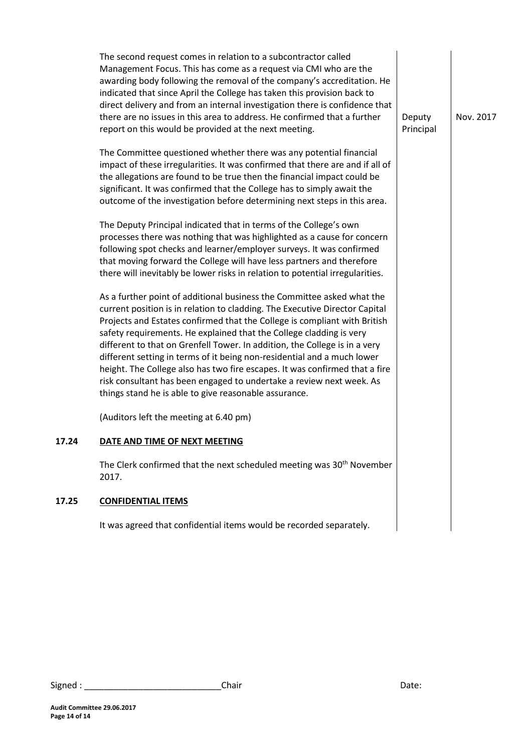The second request comes in relation to a subcontractor called Management Focus. This has come as a request via CMI who are the awarding body following the removal of the company's accreditation. He indicated that since April the College has taken this provision back to direct delivery and from an internal investigation there is confidence that there are no issues in this area to address. He confirmed that a further report on this would be provided at the next meeting. — Deputy Principal — Nov. 2017

The Committee questioned whether there was any potential financial impact of these irregularities. It was confirmed that there are and if all of the allegations are found to be true then the financial impact could be significant. It was confirmed that the College has to simply await the outcome of the investigation before determining next steps in this area.

The Deputy Principal indicated that in terms of the College's own processes there was nothing that was highlighted as a cause for concern following spot checks and learner/employer surveys. It was confirmed that moving forward the College will have less partners and therefore there will inevitably be lower risks in relation to potential irregularities.

As a further point of additional business the Committee asked what the current position is in relation to cladding. The Executive Director Capital Projects and Estates confirmed that the College is compliant with British safety requirements. He explained that the College cladding is very different to that on Grenfell Tower. In addition, the College is in a very different setting in terms of it being non-residential and a much lower height. The College also has two fire escapes. It was confirmed that a fire risk consultant has been engaged to undertake a review next week. As things stand he is able to give reasonable assurance.

(Auditors left the meeting at 6.40 pm)

**17.24 DATE AND TIME OF NEXT MEETING**

The Clerk confirmed that the next scheduled meeting was 30th November 2017.

**17.25 CONFIDENTIAL ITEMS**

It was agreed that confidential items would be recorded separately.

Signed : ____________________________Chair Date:

**Audit Committee 29.06.2017**